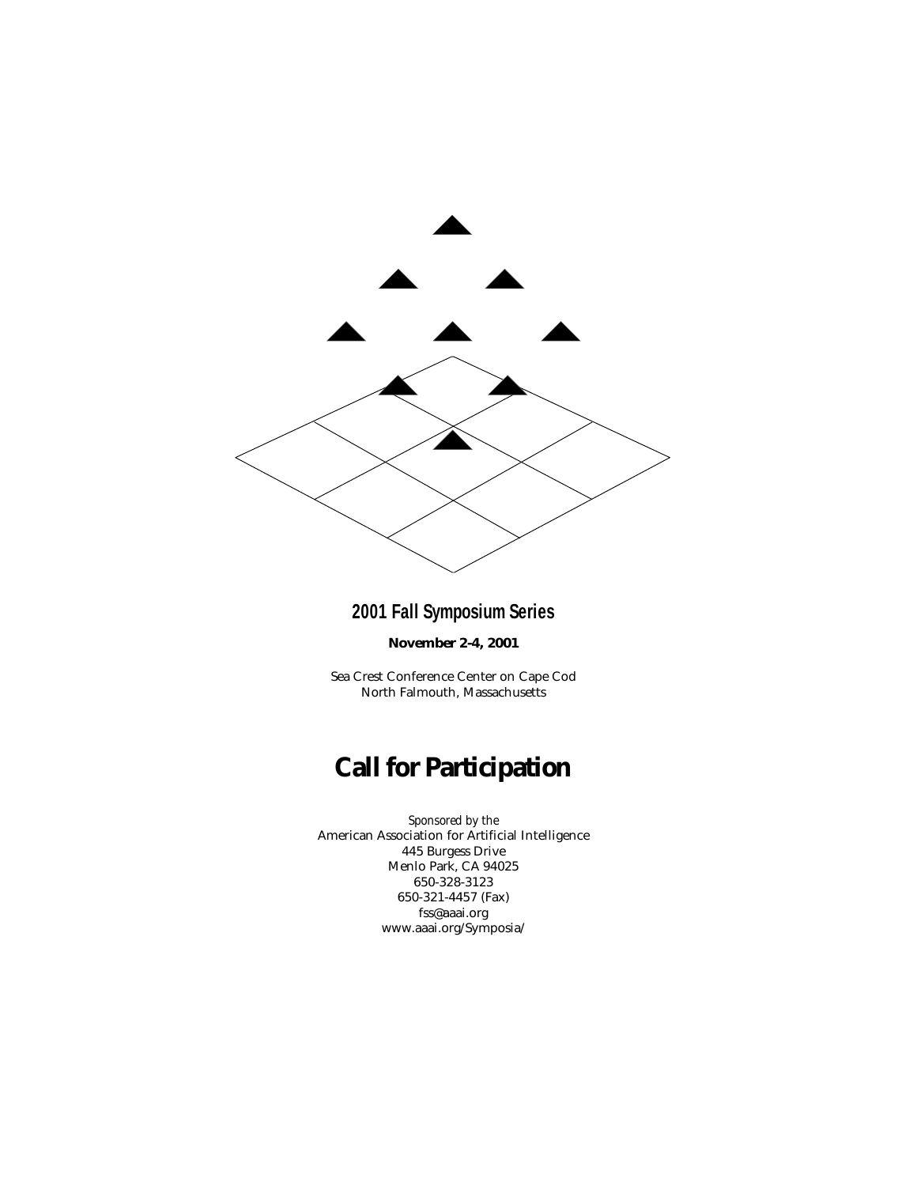## 2001 Fall Symposium Series

**November 2-4, 2001**

Sea Crest Conference Center on Cape Cod
North Falmouth, Massachusetts

# Call for Participation

*Sponsored by the*
American Association for Artificial Intelligence
445 Burgess Drive
Menlo Park, CA 94025
650-328-3123
650-321-4457 (Fax)
fss@aaai.org
www.aaai.org/Symposia/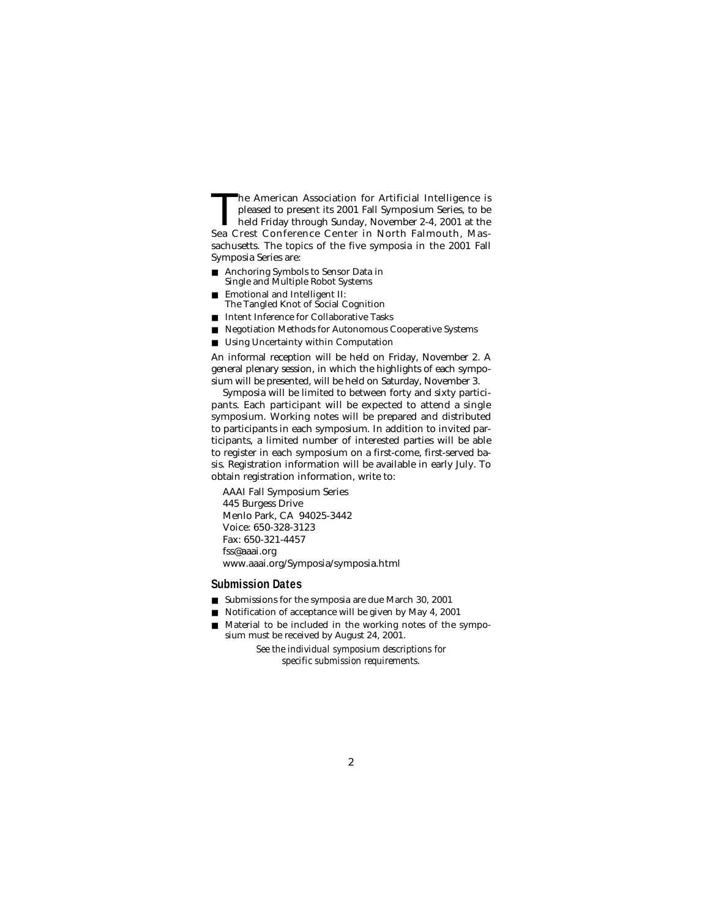The American Association for Artificial Intelligence is pleased to present its 2001 Fall Symposium Series, to be held Friday through Sunday, November 2-4, 2001 at the Sea Crest Conference Center in North Falmouth, Massachusetts. The topics of the five symposia in the 2001 Fall Symposia Series are:

- Anchoring Symbols to Sensor Data in Single and Multiple Robot Systems
- Emotional and Intelligent II: The Tangled Knot of Social Cognition
- Intent Inference for Collaborative Tasks
- Negotiation Methods for Autonomous Cooperative Systems
- Using Uncertainty within Computation

An informal reception will be held on Friday, November 2. A general plenary session, in which the highlights of each symposium will be presented, will be held on Saturday, November 3.

Symposia will be limited to between forty and sixty participants. Each participant will be expected to attend a single symposium. Working notes will be prepared and distributed to participants in each symposium. In addition to invited participants, a limited number of interested parties will be able to register in each symposium on a first-come, first-served basis. Registration information will be available in early July. To obtain registration information, write to:

AAAI Fall Symposium Series
445 Burgess Drive
Menlo Park, CA 94025-3442
Voice: 650-328-3123
Fax: 650-321-4457
fss@aaai.org
www.aaai.org/Symposia/symposia.html

## Submission Dates

- Submissions for the symposia are due March 30, 2001
- Notification of acceptance will be given by May 4, 2001
- Material to be included in the working notes of the symposium must be received by August 24, 2001.

*See the individual symposium descriptions for specific submission requirements.*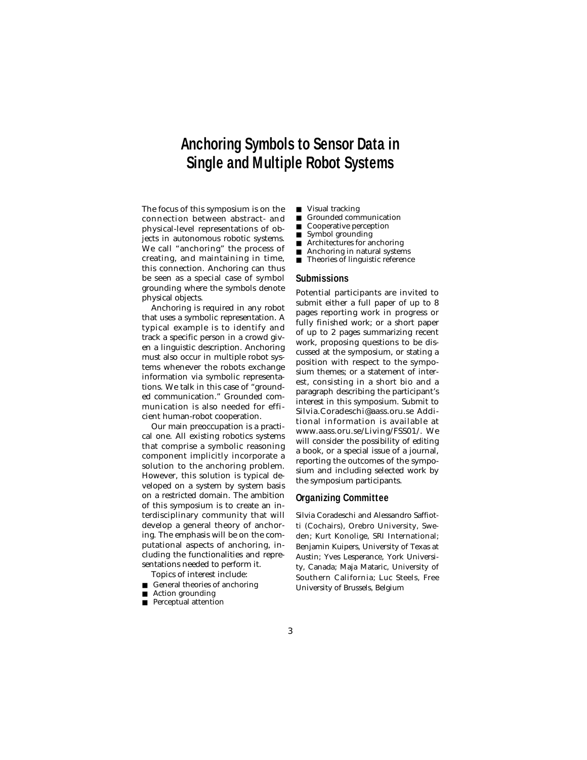# Anchoring Symbols to Sensor Data in Single and Multiple Robot Systems

The focus of this symposium is on the connection between abstract- and physical-level representations of objects in autonomous robotic systems. We call "anchoring" the process of creating, and maintaining in time, this connection. Anchoring can thus be seen as a special case of symbol grounding where the symbols denote physical objects.

Anchoring is required in any robot that uses a symbolic representation. A typical example is to identify and track a specific person in a crowd given a linguistic description. Anchoring must also occur in multiple robot systems whenever the robots exchange information via symbolic representations. We talk in this case of "grounded communication." Grounded communication is also needed for efficient human-robot cooperation.

Our main preoccupation is a practical one. All existing robotics systems that comprise a symbolic reasoning component implicitly incorporate a solution to the anchoring problem. However, this solution is typical developed on a system by system basis on a restricted domain. The ambition of this symposium is to create an interdisciplinary community that will develop a general theory of anchoring. The emphasis will be on the computational aspects of anchoring, including the functionalities and representations needed to perform it.

Topics of interest include:

- General theories of anchoring
- Action grounding
- Perceptual attention
- Visual tracking
- Grounded communication
- Cooperative perception
- Symbol grounding
- Architectures for anchoring
- Anchoring in natural systems
- Theories of linguistic reference

## Submissions

Potential participants are invited to submit either a full paper of up to 8 pages reporting work in progress or fully finished work; or a short paper of up to 2 pages summarizing recent work, proposing questions to be discussed at the symposium, or stating a position with respect to the symposium themes; or a statement of interest, consisting in a short bio and a paragraph describing the participant's interest in this symposium. Submit to Silvia.Coradeschi@aass.oru.se Additional information is available at www.aass.oru.se/Living/FSS01/. We will consider the possibility of editing a book, or a special issue of a journal, reporting the outcomes of the symposium and including selected work by the symposium participants.

## Organizing Committee

Silvia Coradeschi and Alessandro Saffiotti (Cochairs), Orebro University, Sweden; Kurt Konolige, SRI International; Benjamin Kuipers, University of Texas at Austin; Yves Lesperance, York University, Canada; Maja Mataric, University of Southern California; Luc Steels, Free University of Brussels, Belgium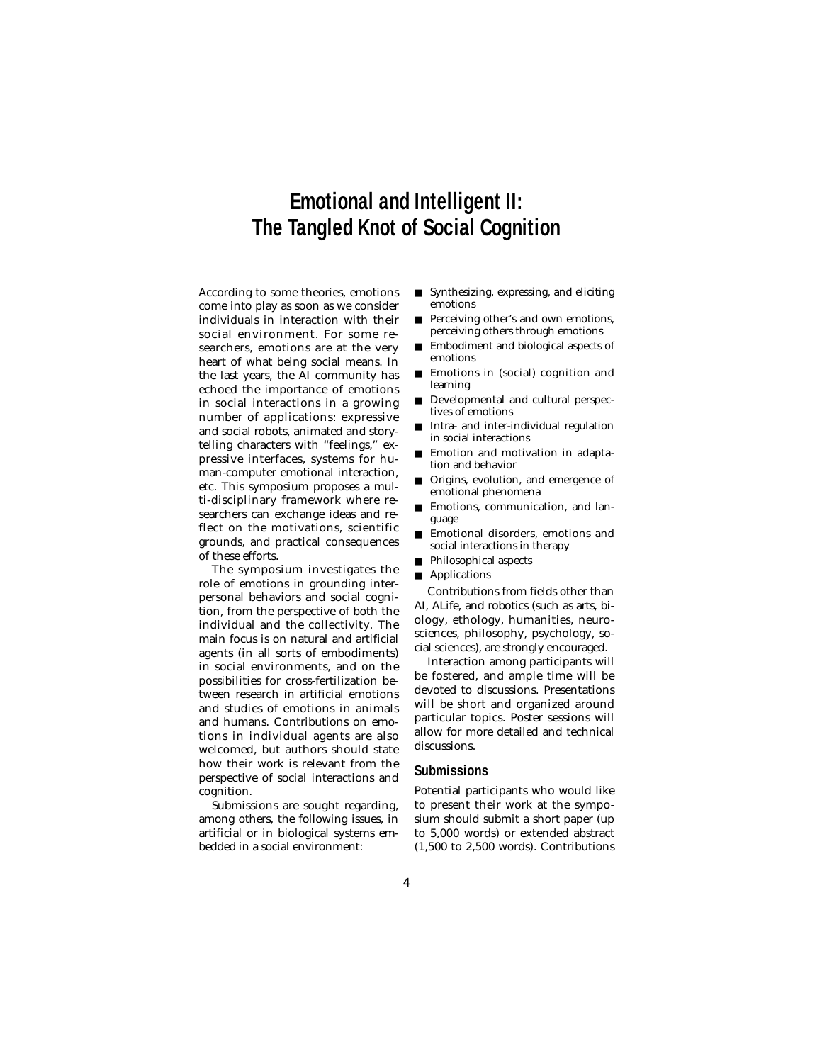# Emotional and Intelligent II: The Tangled Knot of Social Cognition

According to some theories, emotions come into play as soon as we consider individuals in interaction with their social environment. For some researchers, emotions are at the very heart of what being social means. In the last years, the AI community has echoed the importance of emotions in social interactions in a growing number of applications: expressive and social robots, animated and storytelling characters with "feelings," expressive interfaces, systems for human-computer emotional interaction, etc. This symposium proposes a multi-disciplinary framework where researchers can exchange ideas and reflect on the motivations, scientific grounds, and practical consequences of these efforts.

The symposium investigates the role of emotions in grounding interpersonal behaviors and social cognition, from the perspective of both the individual and the collectivity. The main focus is on natural and artificial agents (in all sorts of embodiments) in social environments, and on the possibilities for cross-fertilization between research in artificial emotions and studies of emotions in animals and humans. Contributions on emotions in individual agents are also welcomed, but authors should state how their work is relevant from the perspective of social interactions and cognition.

Submissions are sought regarding, among others, the following issues, in artificial or in biological systems embedded in a social environment:

- Synthesizing, expressing, and eliciting emotions
- Perceiving other's and own emotions, perceiving others through emotions
- Embodiment and biological aspects of emotions
- Emotions in (social) cognition and learning
- Developmental and cultural perspectives of emotions
- Intra- and inter-individual regulation in social interactions
- Emotion and motivation in adaptation and behavior
- Origins, evolution, and emergence of emotional phenomena
- Emotions, communication, and language
- Emotional disorders, emotions and social interactions in therapy
- Philosophical aspects
- Applications

Contributions from fields other than AI, ALife, and robotics (such as arts, biology, ethology, humanities, neurosciences, philosophy, psychology, social sciences), are strongly encouraged.

Interaction among participants will be fostered, and ample time will be devoted to discussions. Presentations will be short and organized around particular topics. Poster sessions will allow for more detailed and technical discussions.

## Submissions

Potential participants who would like to present their work at the symposium should submit a short paper (up to 5,000 words) or extended abstract (1,500 to 2,500 words). Contributions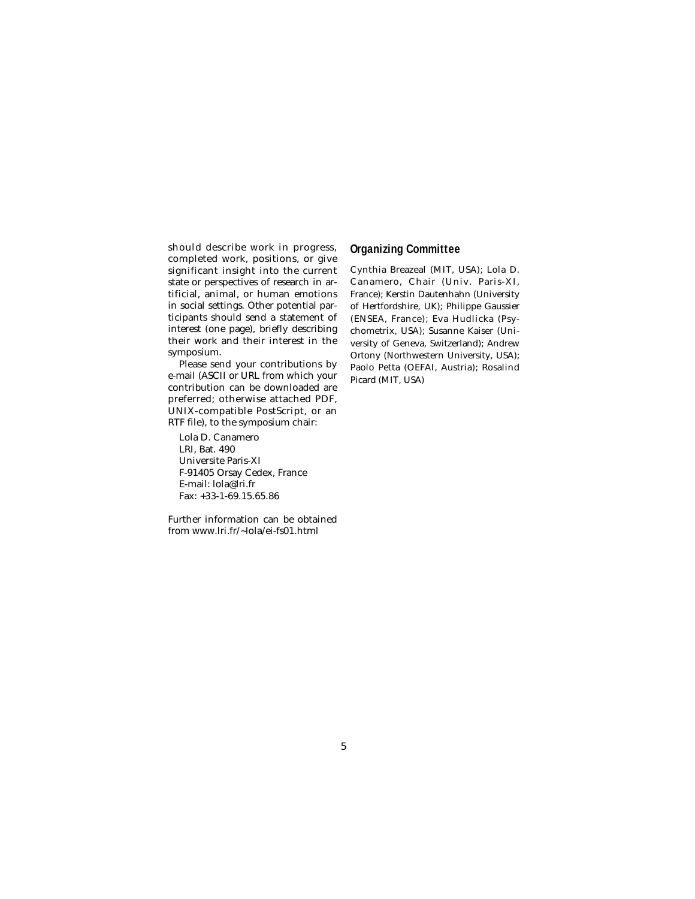should describe work in progress, completed work, positions, or give significant insight into the current state or perspectives of research in artificial, animal, or human emotions in social settings. Other potential participants should send a statement of interest (one page), briefly describing their work and their interest in the symposium.

Please send your contributions by e-mail (ASCII or URL from which your contribution can be downloaded are preferred; otherwise attached PDF, UNIX-compatible PostScript, or an RTF file), to the symposium chair:

Lola D. Canamero
LRI, Bat. 490
Universite Paris-XI
F-91405 Orsay Cedex, France
E-mail: lola@lri.fr
Fax: +33-1-69.15.65.86

Further information can be obtained from www.lri.fr/~lola/ei-fs01.html

## Organizing Committee

Cynthia Breazeal (MIT, USA); Lola D. Canamero, Chair (Univ. Paris-XI, France); Kerstin Dautenhahn (University of Hertfordshire, UK); Philippe Gaussier (ENSEA, France); Eva Hudlicka (Psychometrix, USA); Susanne Kaiser (University of Geneva, Switzerland); Andrew Ortony (Northwestern University, USA); Paolo Petta (OEFAI, Austria); Rosalind Picard (MIT, USA)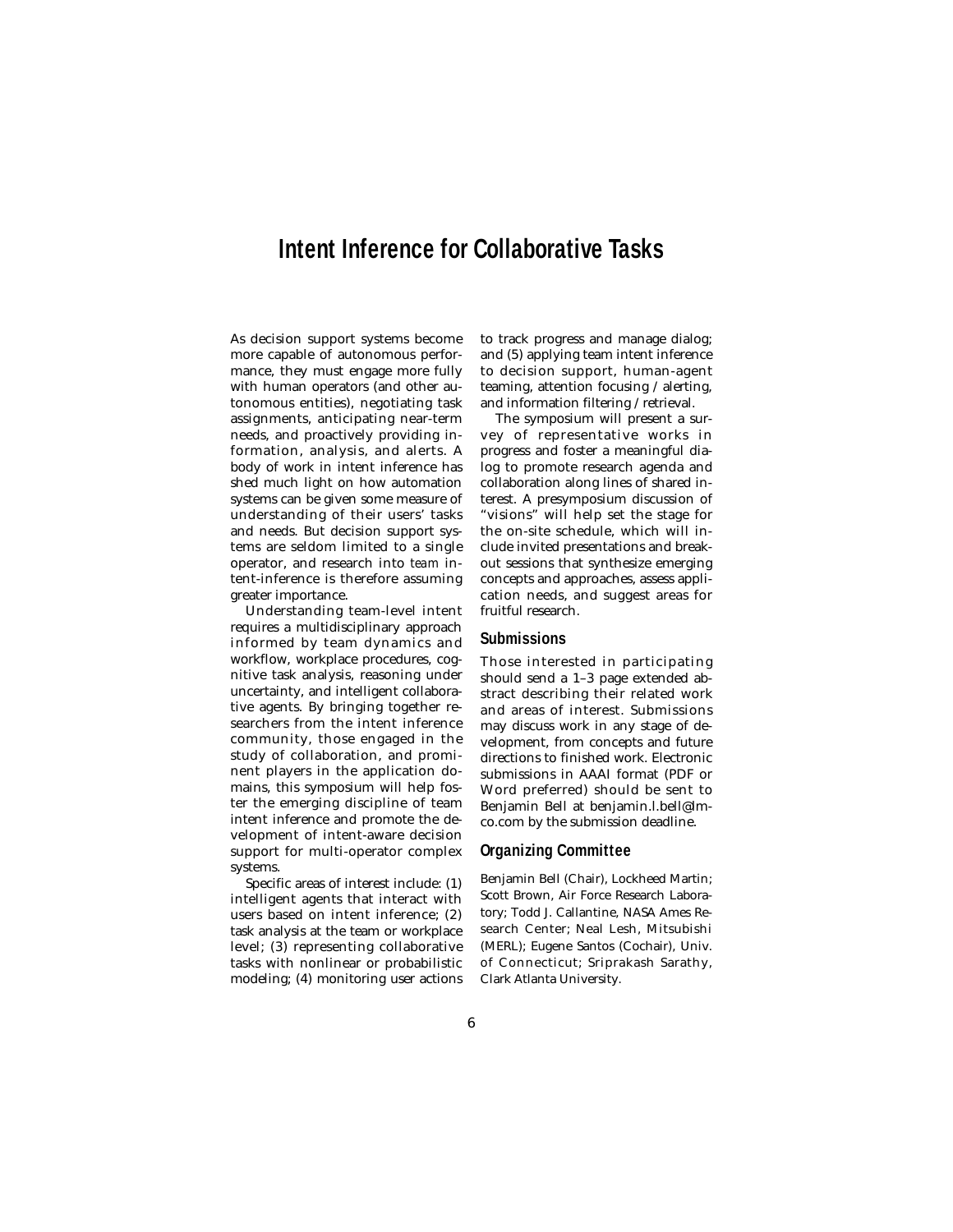# Intent Inference for Collaborative Tasks

As decision support systems become more capable of autonomous performance, they must engage more fully with human operators (and other autonomous entities), negotiating task assignments, anticipating near-term needs, and proactively providing information, analysis, and alerts. A body of work in intent inference has shed much light on how automation systems can be given some measure of understanding of their users' tasks and needs. But decision support systems are seldom limited to a single operator, and research into *team* intent-inference is therefore assuming greater importance.

Understanding team-level intent requires a multidisciplinary approach informed by team dynamics and workflow, workplace procedures, cognitive task analysis, reasoning under uncertainty, and intelligent collaborative agents. By bringing together researchers from the intent inference community, those engaged in the study of collaboration, and prominent players in the application domains, this symposium will help foster the emerging discipline of team intent inference and promote the development of intent-aware decision support for multi-operator complex systems.

Specific areas of interest include: (1) intelligent agents that interact with users based on intent inference; (2) task analysis at the team or workplace level; (3) representing collaborative tasks with nonlinear or probabilistic modeling; (4) monitoring user actions to track progress and manage dialog; and (5) applying team intent inference to decision support, human-agent teaming, attention focusing / alerting, and information filtering / retrieval.

The symposium will present a survey of representative works in progress and foster a meaningful dialog to promote research agenda and collaboration along lines of shared interest. A presymposium discussion of "visions" will help set the stage for the on-site schedule, which will include invited presentations and breakout sessions that synthesize emerging concepts and approaches, assess application needs, and suggest areas for fruitful research.

## Submissions

Those interested in participating should send a 1–3 page extended abstract describing their related work and areas of interest. Submissions may discuss work in any stage of development, from concepts and future directions to finished work. Electronic submissions in AAAI format (PDF or Word preferred) should be sent to Benjamin Bell at benjamin.l.bell@lmco.com by the submission deadline.

## Organizing Committee

Benjamin Bell (Chair), Lockheed Martin; Scott Brown, Air Force Research Laboratory; Todd J. Callantine, NASA Ames Research Center; Neal Lesh, Mitsubishi (MERL); Eugene Santos (Cochair), Univ. of Connecticut; Sriprakash Sarathy, Clark Atlanta University.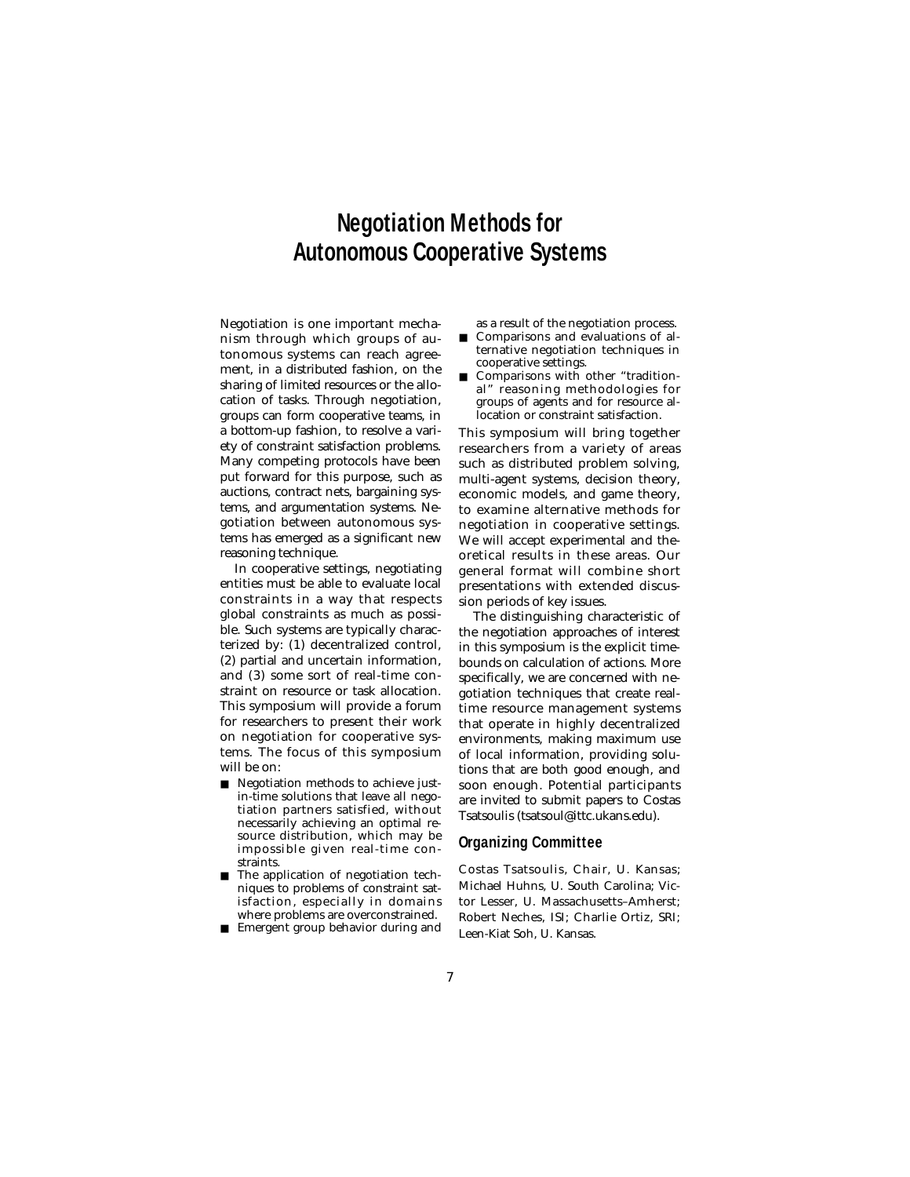# Negotiation Methods for Autonomous Cooperative Systems

Negotiation is one important mechanism through which groups of autonomous systems can reach agreement, in a distributed fashion, on the sharing of limited resources or the allocation of tasks. Through negotiation, groups can form cooperative teams, in a bottom-up fashion, to resolve a variety of constraint satisfaction problems. Many competing protocols have been put forward for this purpose, such as auctions, contract nets, bargaining systems, and argumentation systems. Negotiation between autonomous systems has emerged as a significant new reasoning technique.

In cooperative settings, negotiating entities must be able to evaluate local constraints in a way that respects global constraints as much as possible. Such systems are typically characterized by: (1) decentralized control, (2) partial and uncertain information, and (3) some sort of real-time constraint on resource or task allocation. This symposium will provide a forum for researchers to present their work on negotiation for cooperative systems. The focus of this symposium will be on:

- Negotiation methods to achieve just-in-time solutions that leave all negotiation partners satisfied, without necessarily achieving an optimal resource distribution, which may be impossible given real-time constraints.
- The application of negotiation techniques to problems of constraint satisfaction, especially in domains where problems are overconstrained.
- Emergent group behavior during and as a result of the negotiation process.
- Comparisons and evaluations of alternative negotiation techniques in cooperative settings.
- Comparisons with other "traditional" reasoning methodologies for groups of agents and for resource allocation or constraint satisfaction.

This symposium will bring together researchers from a variety of areas such as distributed problem solving, multi-agent systems, decision theory, economic models, and game theory, to examine alternative methods for negotiation in cooperative settings. We will accept experimental and theoretical results in these areas. Our general format will combine short presentations with extended discussion periods of key issues.

The distinguishing characteristic of the negotiation approaches of interest in this symposium is the explicit time-bounds on calculation of actions. More specifically, we are concerned with negotiation techniques that create real-time resource management systems that operate in highly decentralized environments, making maximum use of local information, providing solutions that are both good enough, and soon enough. Potential participants are invited to submit papers to Costas Tsatsoulis (tsatsoul@ittc.ukans.edu).

## Organizing Committee

Costas Tsatsoulis, Chair, U. Kansas; Michael Huhns, U. South Carolina; Victor Lesser, U. Massachusetts–Amherst; Robert Neches, ISI; Charlie Ortiz, SRI; Leen-Kiat Soh, U. Kansas.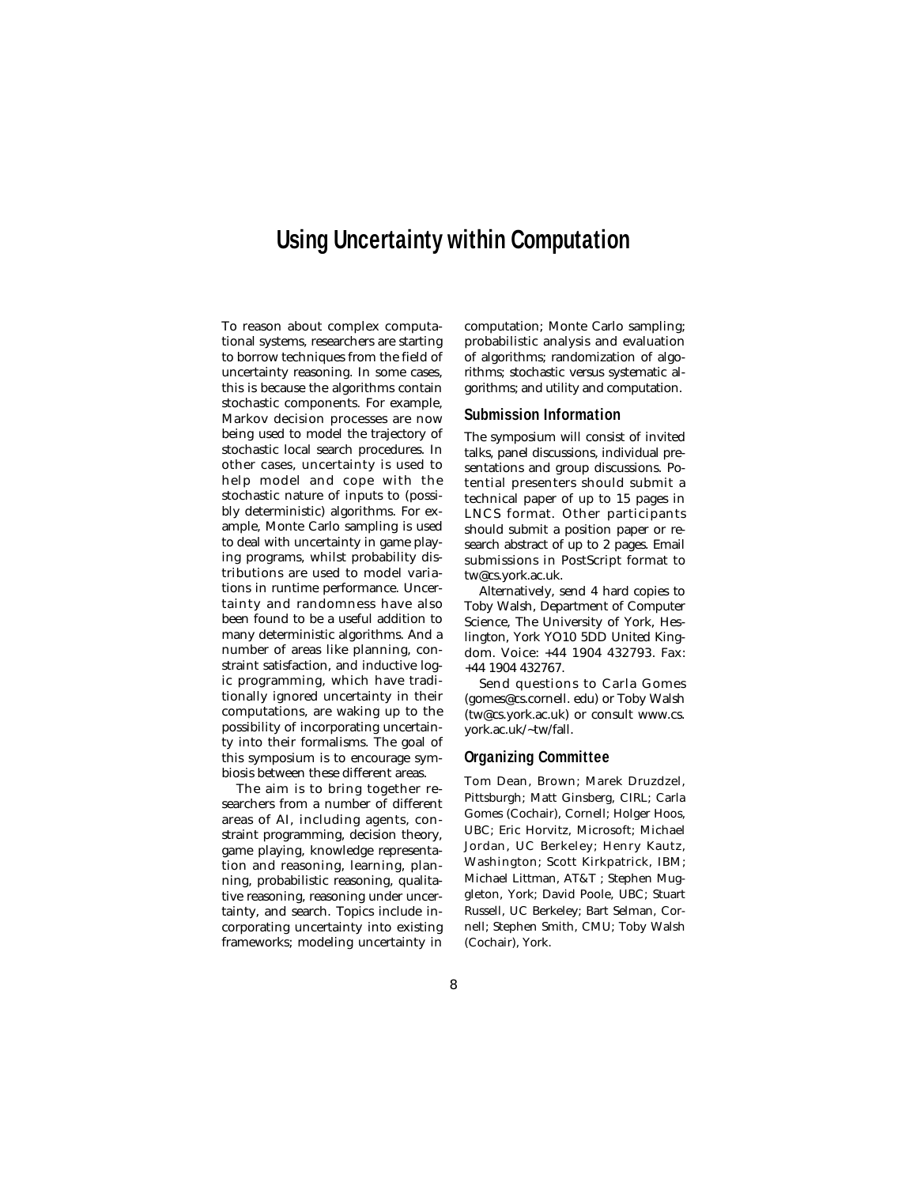# Using Uncertainty within Computation

To reason about complex computational systems, researchers are starting to borrow techniques from the field of uncertainty reasoning. In some cases, this is because the algorithms contain stochastic components. For example, Markov decision processes are now being used to model the trajectory of stochastic local search procedures. In other cases, uncertainty is used to help model and cope with the stochastic nature of inputs to (possibly deterministic) algorithms. For example, Monte Carlo sampling is used to deal with uncertainty in game playing programs, whilst probability distributions are used to model variations in runtime performance. Uncertainty and randomness have also been found to be a useful addition to many deterministic algorithms. And a number of areas like planning, constraint satisfaction, and inductive logic programming, which have traditionally ignored uncertainty in their computations, are waking up to the possibility of incorporating uncertainty into their formalisms. The goal of this symposium is to encourage symbiosis between these different areas.

The aim is to bring together researchers from a number of different areas of AI, including agents, constraint programming, decision theory, game playing, knowledge representation and reasoning, learning, planning, probabilistic reasoning, qualitative reasoning, reasoning under uncertainty, and search. Topics include incorporating uncertainty into existing frameworks; modeling uncertainty in computation; Monte Carlo sampling; probabilistic analysis and evaluation of algorithms; randomization of algorithms; stochastic versus systematic algorithms; and utility and computation.

## Submission Information

The symposium will consist of invited talks, panel discussions, individual presentations and group discussions. Potential presenters should submit a technical paper of up to 15 pages in LNCS format. Other participants should submit a position paper or research abstract of up to 2 pages. Email submissions in PostScript format to tw@cs.york.ac.uk.

Alternatively, send 4 hard copies to Toby Walsh, Department of Computer Science, The University of York, Heslington, York YO10 5DD United Kingdom. Voice: +44 1904 432793. Fax: +44 1904 432767.

Send questions to Carla Gomes (gomes@cs.cornell. edu) or Toby Walsh (tw@cs.york.ac.uk) or consult www.cs. york.ac.uk/~tw/fall.

## Organizing Committee

Tom Dean, Brown; Marek Druzdzel, Pittsburgh; Matt Ginsberg, CIRL; Carla Gomes (Cochair), Cornell; Holger Hoos, UBC; Eric Horvitz, Microsoft; Michael Jordan, UC Berkeley; Henry Kautz, Washington; Scott Kirkpatrick, IBM; Michael Littman, AT&T ; Stephen Muggleton, York; David Poole, UBC; Stuart Russell, UC Berkeley; Bart Selman, Cornell; Stephen Smith, CMU; Toby Walsh (Cochair), York.